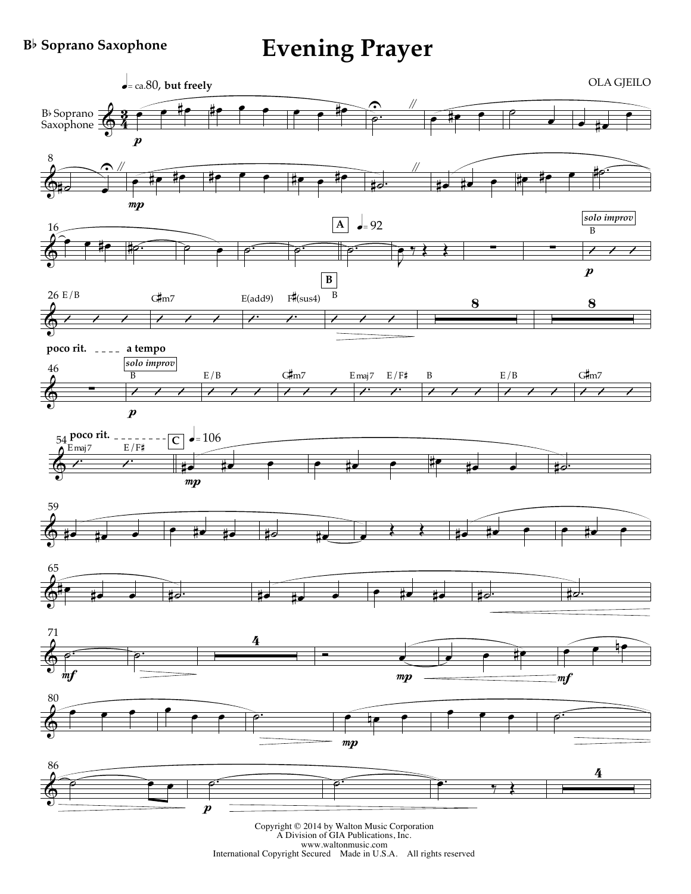**B♭ Soprano Saxophone**

# Evening Prayer

OLA GJEILO

Copyright © 2014 by Walton Music Corporation
A Division of GIA Publications, Inc.
www.waltonmusic.com
International Copyright Secured Made in U.S.A. All rights reserved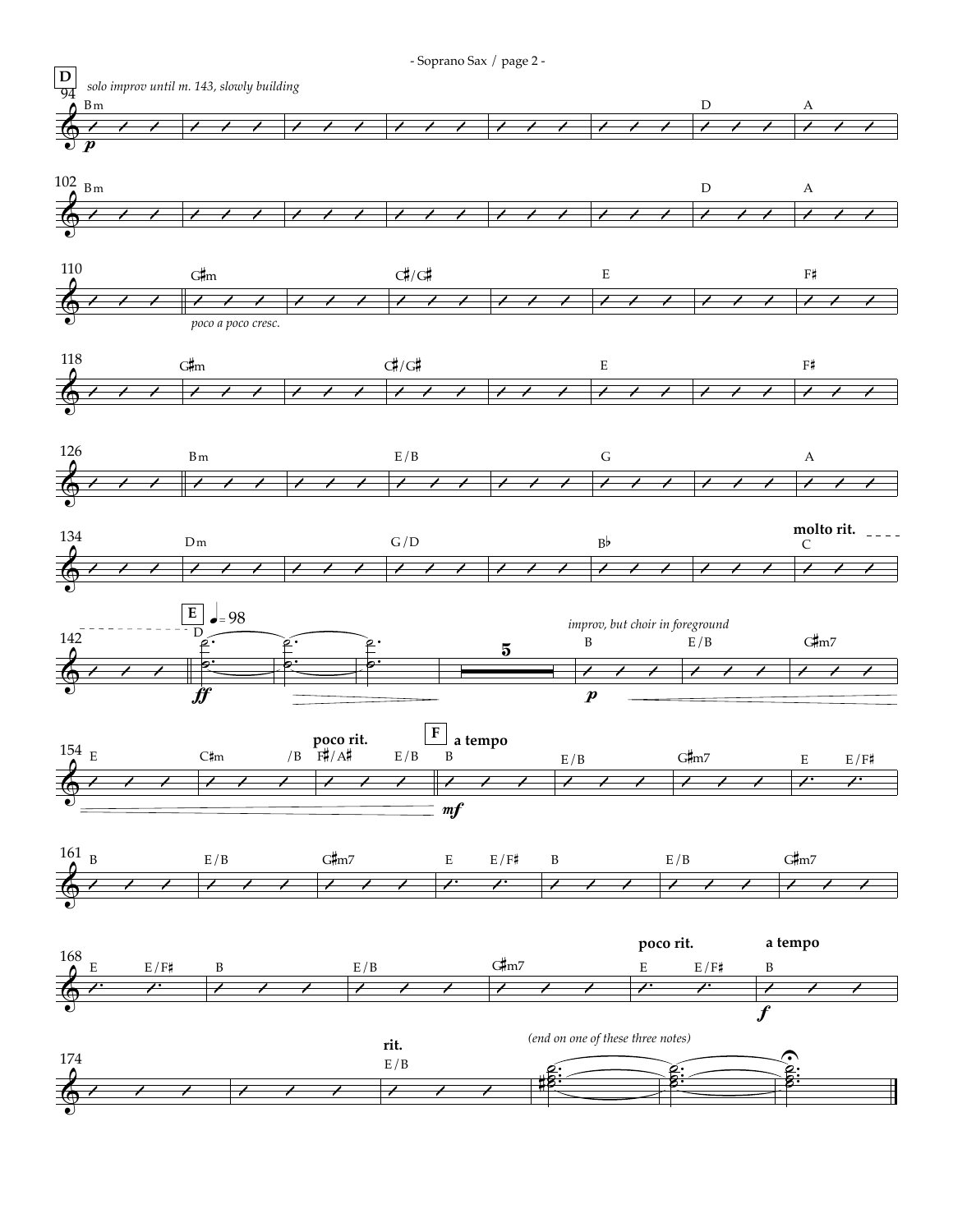**D**

94 *solo improv until m. 143, slowly building*

Bm D A

*p*

102 Bm D A

110 G♯m C♯/G♯ E F♯

*poco a poco cresc.*

118 G♯m C♯/G♯ E F♯

126 Bm E/B G A

134 Dm G/D B♭ C

**molto rit.**

142 **E** ♩= 98

D

*ff*

5

*improv, but choir in foreground*

B E/B G♯m7

*p*

154 E C♯m /B F♯/A♯ E/B

**poco rit.**

**F** **a tempo**

B E/B G♯m7 E E/F♯

*mf*

161 B E/B G♯m7 E E/F♯ B E/B G♯m7

168 E E/F♯ B E/B G♯m7 E E/F♯ B

**poco rit.** **a tempo**

*f*

174 E/B

**rit.**

*(end on one of these three notes)*